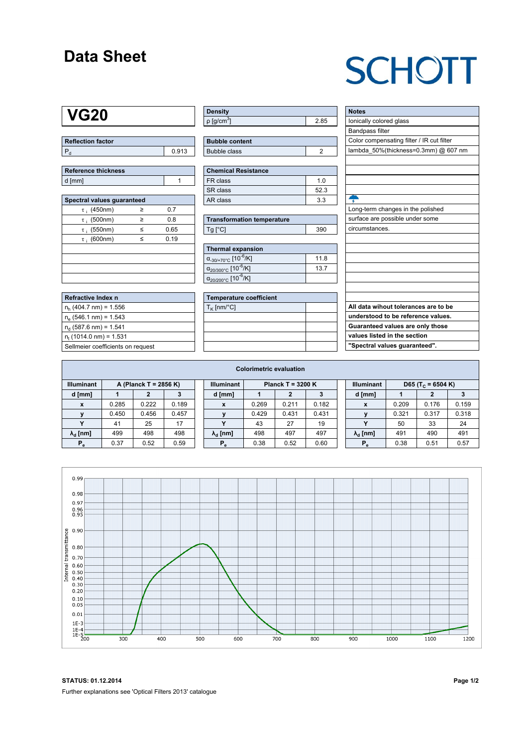# Data Sheet

SCHOTT

## VG20

| Reflection factor | |
|---|---|
| $P_d$ | 0.913 |

| Reference thickness | |
|---|---|
| d [mm] | 1 |

| Spectral values guaranteed | | |
|---|---|---|
| $\tau_i$ (450nm) | ≥ | 0.7 |
| $\tau_i$ (500nm) | ≥ | 0.8 |
| $\tau_i$ (550nm) | ≤ | 0.65 |
| $\tau_i$ (600nm) | ≤ | 0.19 |

| Refractive Index n |
|---|
| $n_h$ (404.7 nm) = 1.556 |
| $n_e$ (546.1 nm) = 1.543 |
| $n_d$ (587.6 nm) = 1.541 |
| $n_t$ (1014.0 nm) = 1.531 |
| Sellmeier coefficients on request |

| Density | |
|---|---|
| ρ [g/cm³] | 2.85 |

| Bubble content | |
|---|---|
| Bubble class | 2 |

| Chemical Resistance | |
|---|---|
| FR class | 1.0 |
| SR class | 52.3 |
| AR class | 3.3 |

| Transformation temperature | |
|---|---|
| Tg [°C] | 390 |

| Thermal expansion | |
|---|---|
| $\alpha_{-30/+70°C}$ [$10^{-6}$/K] | 11.8 |
| $\alpha_{20/300°C}$ [$10^{-6}$/K] | 13.7 |
| $\alpha_{20/200°C}$ [$10^{-6}$/K] | |

| Temperature coefficient | |
|---|---|
| $T_K$ [nm/°C] | |

| Notes |
|---|
| Ionically colored glass |
| Bandpass filter |
| Color compensating filter / IR cut filter |
| lambda_50%(thickness=0.3mm) @ 607 nm |
| Long-term changes in the polished surface are possible under some circumstances. |

**All data wihout tolerances are to be understood to be reference values. Guaranteed values are only those values listed in the section "Spectral values guaranteed".**

## Colorimetric evaluation

| Illuminant | A (Planck T = 2856 K) | | | Illuminant | Planck T = 3200 K | | | Illuminant | D65 ($T_C$ = 6504 K) | | |
|---|---|---|---|---|---|---|---|---|---|---|---|
| d [mm] | 1 | 2 | 3 | d [mm] | 1 | 2 | 3 | d [mm] | 1 | 2 | 3 |
| x | 0.285 | 0.222 | 0.189 | x | 0.269 | 0.211 | 0.182 | x | 0.209 | 0.176 | 0.159 |
| y | 0.450 | 0.456 | 0.457 | y | 0.429 | 0.431 | 0.431 | y | 0.321 | 0.317 | 0.318 |
| Y | 41 | 25 | 17 | Y | 43 | 27 | 19 | Y | 50 | 33 | 24 |
| $\lambda_d$ [nm] | 499 | 498 | 498 | $\lambda_d$ [nm] | 498 | 497 | 497 | $\lambda_d$ [nm] | 491 | 490 | 491 |
| $P_e$ | 0.37 | 0.52 | 0.59 | $P_e$ | 0.38 | 0.52 | 0.60 | $P_e$ | 0.38 | 0.51 | 0.57 |

Internal transmittance

0.99
0.98
0.97
0.96
0.95
0.90
0.80
0.70
0.60
0.50
0.40
0.30
0.20
0.10
0.05
0.01
1E-3
1E-4
1E-5

200 300 400 500 600 700 800 900 1000 1100 1200

**STATUS: 01.12.2014**

Further explanations see 'Optical Filters 2013' catalogue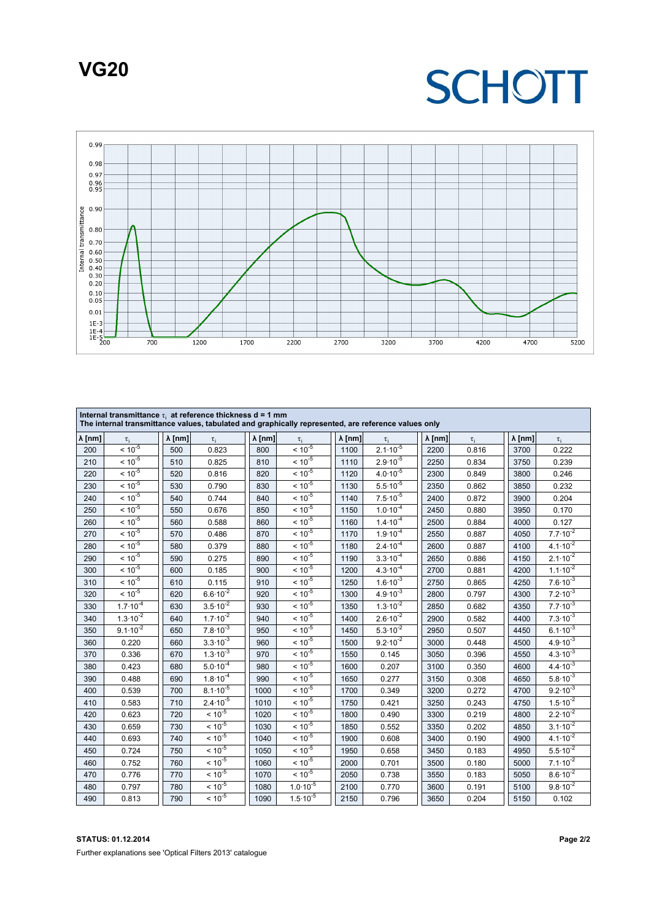# VG20

SCHOTT

0.99
0.98
0.97
0.96
0.95
0.90
0.80
0.70
0.60
0.50
0.40
0.30
0.20
0.10
0.05
0.01
1E-3
1E-4
1E-5
Internal transmittance
200
700
1200
1700
2200
2700
3200
3700
4200
4700
5200

**Internal transmittance $\tau_i$ at reference thickness d = 1 mm**
**The internal transmittance values, tabulated and graphically represented, are reference values only**

| λ [nm] | $\tau_i$ | λ [nm] | $\tau_i$ | λ [nm] | $\tau_i$ | λ [nm] | $\tau_i$ | λ [nm] | $\tau_i$ | λ [nm] | $\tau_i$ |
|---|---|---|---|---|---|---|---|---|---|---|---|
| 200 | $< 10^{-5}$ | 500 | 0.823 | 800 | $< 10^{-5}$ | 1100 | $2.1 \cdot 10^{-5}$ | 2200 | 0.816 | 3700 | 0.222 |
| 210 | $< 10^{-5}$ | 510 | 0.825 | 810 | $< 10^{-5}$ | 1110 | $2.9 \cdot 10^{-5}$ | 2250 | 0.834 | 3750 | 0.239 |
| 220 | $< 10^{-5}$ | 520 | 0.816 | 820 | $< 10^{-5}$ | 1120 | $4.0 \cdot 10^{-5}$ | 2300 | 0.849 | 3800 | 0.246 |
| 230 | $< 10^{-5}$ | 530 | 0.790 | 830 | $< 10^{-5}$ | 1130 | $5.5 \cdot 10^{-5}$ | 2350 | 0.862 | 3850 | 0.232 |
| 240 | $< 10^{-5}$ | 540 | 0.744 | 840 | $< 10^{-5}$ | 1140 | $7.5 \cdot 10^{-5}$ | 2400 | 0.872 | 3900 | 0.204 |
| 250 | $< 10^{-5}$ | 550 | 0.676 | 850 | $< 10^{-5}$ | 1150 | $1.0 \cdot 10^{-4}$ | 2450 | 0.880 | 3950 | 0.170 |
| 260 | $< 10^{-5}$ | 560 | 0.588 | 860 | $< 10^{-5}$ | 1160 | $1.4 \cdot 10^{-4}$ | 2500 | 0.884 | 4000 | 0.127 |
| 270 | $< 10^{-5}$ | 570 | 0.486 | 870 | $< 10^{-5}$ | 1170 | $1.9 \cdot 10^{-4}$ | 2550 | 0.887 | 4050 | $7.7 \cdot 10^{-2}$ |
| 280 | $< 10^{-5}$ | 580 | 0.379 | 880 | $< 10^{-5}$ | 1180 | $2.4 \cdot 10^{-4}$ | 2600 | 0.887 | 4100 | $4.1 \cdot 10^{-2}$ |
| 290 | $< 10^{-5}$ | 590 | 0.275 | 890 | $< 10^{-5}$ | 1190 | $3.3 \cdot 10^{-4}$ | 2650 | 0.886 | 4150 | $2.1 \cdot 10^{-2}$ |
| 300 | $< 10^{-5}$ | 600 | 0.185 | 900 | $< 10^{-5}$ | 1200 | $4.3 \cdot 10^{-4}$ | 2700 | 0.881 | 4200 | $1.1 \cdot 10^{-2}$ |
| 310 | $< 10^{-5}$ | 610 | 0.115 | 910 | $< 10^{-5}$ | 1250 | $1.6 \cdot 10^{-3}$ | 2750 | 0.865 | 4250 | $7.6 \cdot 10^{-3}$ |
| 320 | $< 10^{-5}$ | 620 | $6.6 \cdot 10^{-2}$ | 920 | $< 10^{-5}$ | 1300 | $4.9 \cdot 10^{-3}$ | 2800 | 0.797 | 4300 | $7.2 \cdot 10^{-3}$ |
| 330 | $1.7 \cdot 10^{-4}$ | 630 | $3.5 \cdot 10^{-2}$ | 930 | $< 10^{-5}$ | 1350 | $1.3 \cdot 10^{-2}$ | 2850 | 0.682 | 4350 | $7.7 \cdot 10^{-3}$ |
| 340 | $1.3 \cdot 10^{-2}$ | 640 | $1.7 \cdot 10^{-2}$ | 940 | $< 10^{-5}$ | 1400 | $2.6 \cdot 10^{-2}$ | 2900 | 0.582 | 4400 | $7.3 \cdot 10^{-3}$ |
| 350 | $9.1 \cdot 10^{-2}$ | 650 | $7.8 \cdot 10^{-3}$ | 950 | $< 10^{-5}$ | 1450 | $5.3 \cdot 10^{-2}$ | 2950 | 0.507 | 4450 | $6.1 \cdot 10^{-3}$ |
| 360 | 0.220 | 660 | $3.3 \cdot 10^{-3}$ | 960 | $< 10^{-5}$ | 1500 | $9.2 \cdot 10^{-2}$ | 3000 | 0.448 | 4500 | $4.9 \cdot 10^{-3}$ |
| 370 | 0.336 | 670 | $1.3 \cdot 10^{-3}$ | 970 | $< 10^{-5}$ | 1550 | 0.145 | 3050 | 0.396 | 4550 | $4.3 \cdot 10^{-3}$ |
| 380 | 0.423 | 680 | $5.0 \cdot 10^{-4}$ | 980 | $< 10^{-5}$ | 1600 | 0.207 | 3100 | 0.350 | 4600 | $4.4 \cdot 10^{-3}$ |
| 390 | 0.488 | 690 | $1.8 \cdot 10^{-4}$ | 990 | $< 10^{-5}$ | 1650 | 0.277 | 3150 | 0.308 | 4650 | $5.8 \cdot 10^{-3}$ |
| 400 | 0.539 | 700 | $8.1 \cdot 10^{-5}$ | 1000 | $< 10^{-5}$ | 1700 | 0.349 | 3200 | 0.272 | 4700 | $9.2 \cdot 10^{-3}$ |
| 410 | 0.583 | 710 | $2.4 \cdot 10^{-5}$ | 1010 | $< 10^{-5}$ | 1750 | 0.421 | 3250 | 0.243 | 4750 | $1.5 \cdot 10^{-2}$ |
| 420 | 0.623 | 720 | $< 10^{-5}$ | 1020 | $< 10^{-5}$ | 1800 | 0.490 | 3300 | 0.219 | 4800 | $2.2 \cdot 10^{-2}$ |
| 430 | 0.659 | 730 | $< 10^{-5}$ | 1030 | $< 10^{-5}$ | 1850 | 0.552 | 3350 | 0.202 | 4850 | $3.1 \cdot 10^{-2}$ |
| 440 | 0.693 | 740 | $< 10^{-5}$ | 1040 | $< 10^{-5}$ | 1900 | 0.608 | 3400 | 0.190 | 4900 | $4.1 \cdot 10^{-2}$ |
| 450 | 0.724 | 750 | $< 10^{-5}$ | 1050 | $< 10^{-5}$ | 1950 | 0.658 | 3450 | 0.183 | 4950 | $5.5 \cdot 10^{-2}$ |
| 460 | 0.752 | 760 | $< 10^{-5}$ | 1060 | $< 10^{-5}$ | 2000 | 0.701 | 3500 | 0.180 | 5000 | $7.1 \cdot 10^{-2}$ |
| 470 | 0.776 | 770 | $< 10^{-5}$ | 1070 | $< 10^{-5}$ | 2050 | 0.738 | 3550 | 0.183 | 5050 | $8.6 \cdot 10^{-2}$ |
| 480 | 0.797 | 780 | $< 10^{-5}$ | 1080 | $1.0 \cdot 10^{-5}$ | 2100 | 0.770 | 3600 | 0.191 | 5100 | $9.8 \cdot 10^{-2}$ |
| 490 | 0.813 | 790 | $< 10^{-5}$ | 1090 | $1.5 \cdot 10^{-5}$ | 2150 | 0.796 | 3650 | 0.204 | 5150 | 0.102 |

**STATUS: 01.12.2014**

Further explanations see 'Optical Filters 2013' catalogue